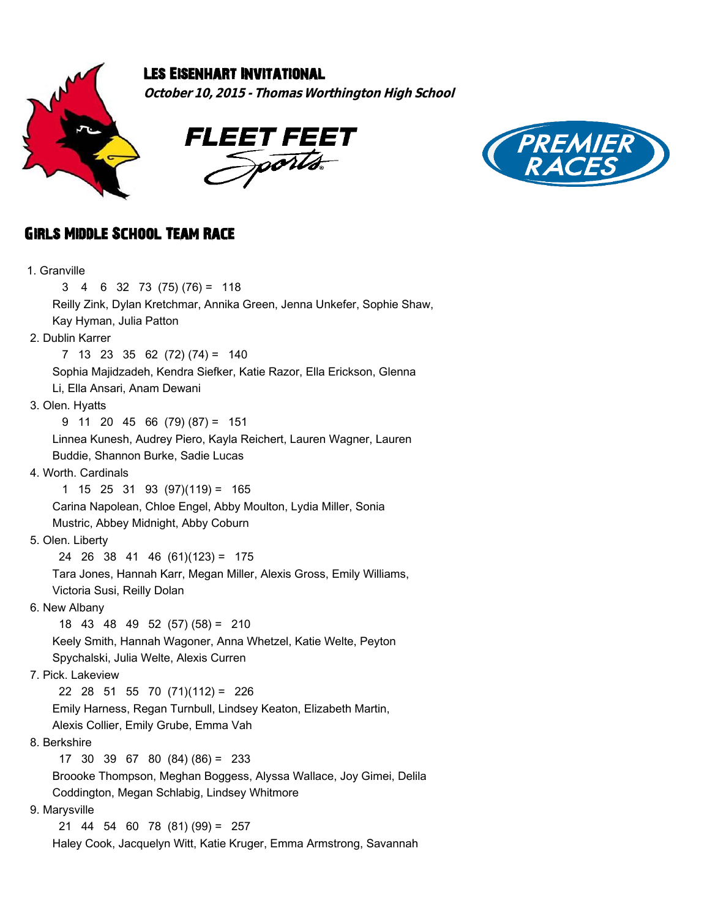# Les Eisenhart Invitational

***October 10, 2015 - Thomas Worthington High School***

## Girls Middle School Team Race

1. Granville
   3 4 6 32 73 (75) (76) = 118
   Reilly Zink, Dylan Kretchmar, Annika Green, Jenna Unkefer, Sophie Shaw, Kay Hyman, Julia Patton
2. Dublin Karrer
   7 13 23 35 62 (72) (74) = 140
   Sophia Majidzadeh, Kendra Siefker, Katie Razor, Ella Erickson, Glenna Li, Ella Ansari, Anam Dewani
3. Olen. Hyatts
   9 11 20 45 66 (79) (87) = 151
   Linnea Kunesh, Audrey Piero, Kayla Reichert, Lauren Wagner, Lauren Buddie, Shannon Burke, Sadie Lucas
4. Worth. Cardinals
   1 15 25 31 93 (97)(119) = 165
   Carina Napolean, Chloe Engel, Abby Moulton, Lydia Miller, Sonia Mustric, Abbey Midnight, Abby Coburn
5. Olen. Liberty
   24 26 38 41 46 (61)(123) = 175
   Tara Jones, Hannah Karr, Megan Miller, Alexis Gross, Emily Williams, Victoria Susi, Reilly Dolan
6. New Albany
   18 43 48 49 52 (57) (58) = 210
   Keely Smith, Hannah Wagoner, Anna Whetzel, Katie Welte, Peyton Spychalski, Julia Welte, Alexis Curren
7. Pick. Lakeview
   22 28 51 55 70 (71)(112) = 226
   Emily Harness, Regan Turnbull, Lindsey Keaton, Elizabeth Martin, Alexis Collier, Emily Grube, Emma Vah
8. Berkshire
   17 30 39 67 80 (84) (86) = 233
   Broooke Thompson, Meghan Boggess, Alyssa Wallace, Joy Gimei, Delila Coddington, Megan Schlabig, Lindsey Whitmore
9. Marysville
   21 44 54 60 78 (81) (99) = 257
   Haley Cook, Jacquelyn Witt, Katie Kruger, Emma Armstrong, Savannah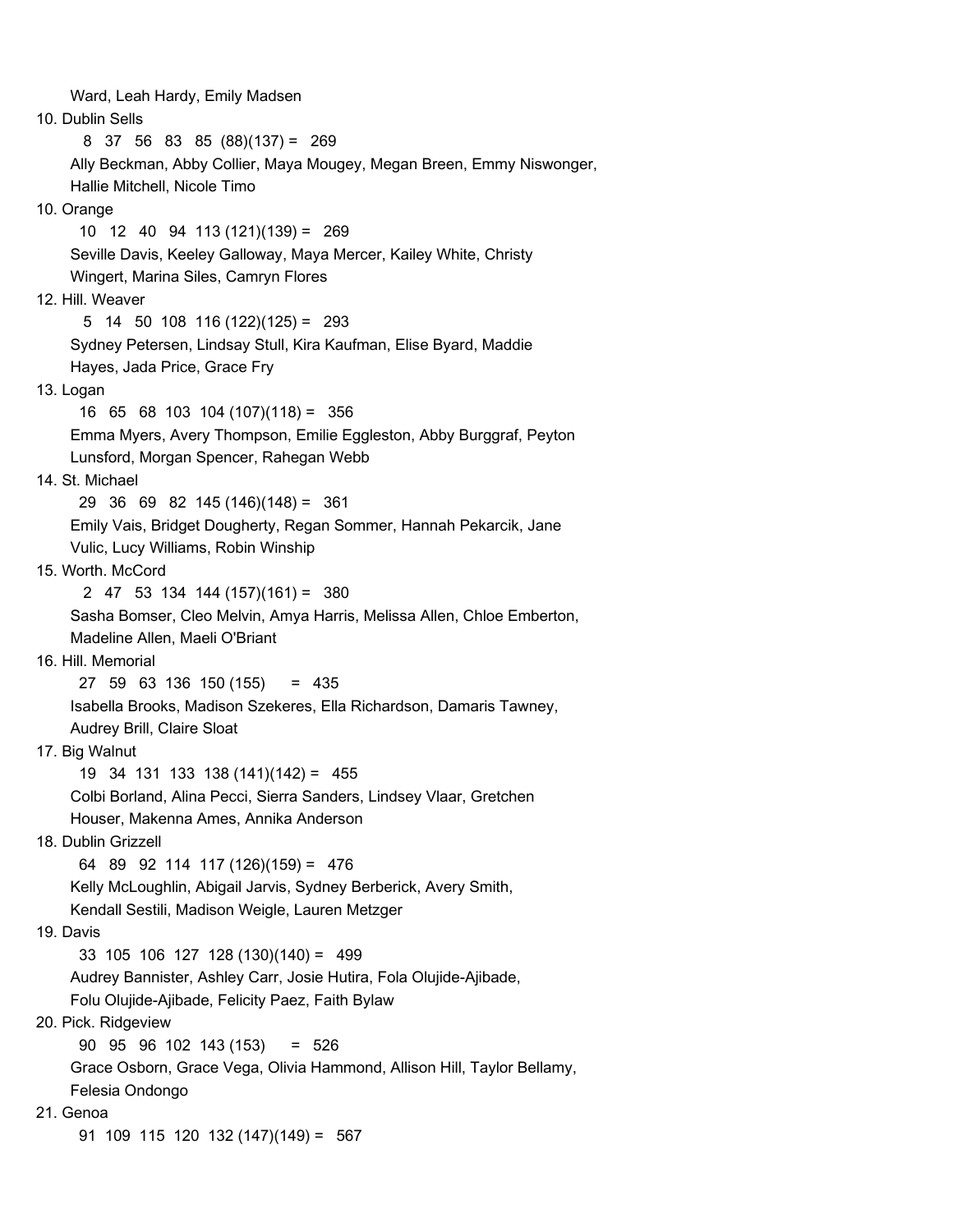Ward, Leah Hardy, Emily Madsen

10. Dublin Sells

    8 37 56 83 85 (88)(137) = 269

    Ally Beckman, Abby Collier, Maya Mougey, Megan Breen, Emmy Niswonger, Hallie Mitchell, Nicole Timo

10. Orange

    10 12 40 94 113 (121)(139) = 269

    Seville Davis, Keeley Galloway, Maya Mercer, Kailey White, Christy Wingert, Marina Siles, Camryn Flores

12. Hill. Weaver

    5 14 50 108 116 (122)(125) = 293

    Sydney Petersen, Lindsay Stull, Kira Kaufman, Elise Byard, Maddie Hayes, Jada Price, Grace Fry

13. Logan

    16 65 68 103 104 (107)(118) = 356

    Emma Myers, Avery Thompson, Emilie Eggleston, Abby Burggraf, Peyton Lunsford, Morgan Spencer, Rahegan Webb

14. St. Michael

    29 36 69 82 145 (146)(148) = 361

    Emily Vais, Bridget Dougherty, Regan Sommer, Hannah Pekarcik, Jane Vulic, Lucy Williams, Robin Winship

15. Worth. McCord

    2 47 53 134 144 (157)(161) = 380

    Sasha Bomser, Cleo Melvin, Amya Harris, Melissa Allen, Chloe Emberton, Madeline Allen, Maeli O'Briant

16. Hill. Memorial

    27 59 63 136 150 (155) = 435

    Isabella Brooks, Madison Szekeres, Ella Richardson, Damaris Tawney, Audrey Brill, Claire Sloat

17. Big Walnut

    19 34 131 133 138 (141)(142) = 455

    Colbi Borland, Alina Pecci, Sierra Sanders, Lindsey Vlaar, Gretchen Houser, Makenna Ames, Annika Anderson

18. Dublin Grizzell

    64 89 92 114 117 (126)(159) = 476

    Kelly McLoughlin, Abigail Jarvis, Sydney Berberick, Avery Smith, Kendall Sestili, Madison Weigle, Lauren Metzger

19. Davis

    33 105 106 127 128 (130)(140) = 499

    Audrey Bannister, Ashley Carr, Josie Hutira, Fola Olujide-Ajibade, Folu Olujide-Ajibade, Felicity Paez, Faith Bylaw

20. Pick. Ridgeview

    90 95 96 102 143 (153) = 526

    Grace Osborn, Grace Vega, Olivia Hammond, Allison Hill, Taylor Bellamy, Felesia Ondongo

21. Genoa

    91 109 115 120 132 (147)(149) = 567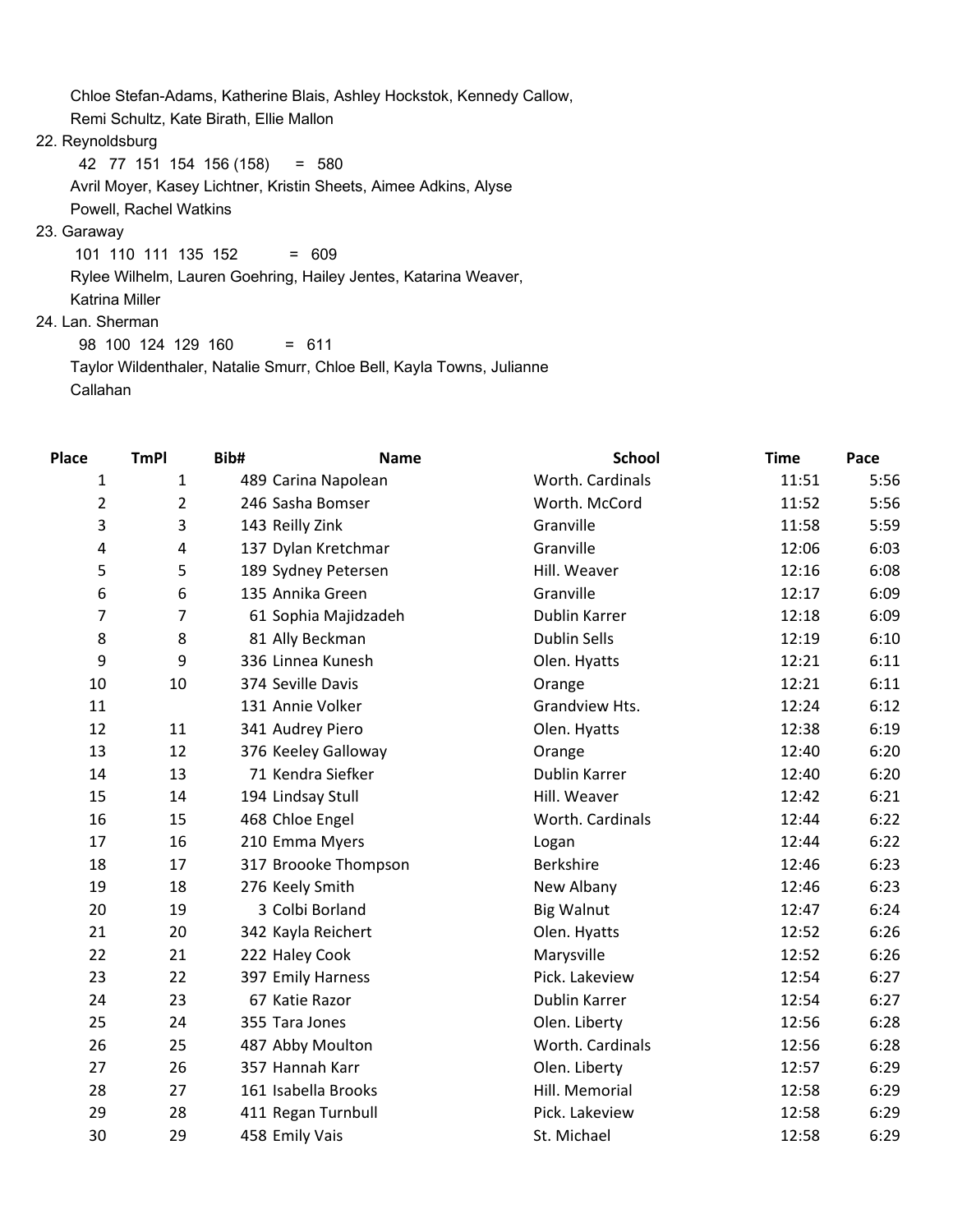Chloe Stefan-Adams, Katherine Blais, Ashley Hockstok, Kennedy Callow, Remi Schultz, Kate Birath, Ellie Mallon

22. Reynoldsburg

42 77 151 154 156 (158) = 580

Avril Moyer, Kasey Lichtner, Kristin Sheets, Aimee Adkins, Alyse Powell, Rachel Watkins

23. Garaway

101 110 111 135 152 = 609

Rylee Wilhelm, Lauren Goehring, Hailey Jentes, Katarina Weaver, Katrina Miller

24. Lan. Sherman

98 100 124 129 160 = 611

Taylor Wildenthaler, Natalie Smurr, Chloe Bell, Kayla Towns, Julianne Callahan

| Place | TmPl | Bib# | Name | School | Time | Pace |
|---|---|---|---|---|---|---|
| 1 | 1 | 489 | Carina Napolean | Worth. Cardinals | 11:51 | 5:56 |
| 2 | 2 | 246 | Sasha Bomser | Worth. McCord | 11:52 | 5:56 |
| 3 | 3 | 143 | Reilly Zink | Granville | 11:58 | 5:59 |
| 4 | 4 | 137 | Dylan Kretchmar | Granville | 12:06 | 6:03 |
| 5 | 5 | 189 | Sydney Petersen | Hill. Weaver | 12:16 | 6:08 |
| 6 | 6 | 135 | Annika Green | Granville | 12:17 | 6:09 |
| 7 | 7 | 61 | Sophia Majidzadeh | Dublin Karrer | 12:18 | 6:09 |
| 8 | 8 | 81 | Ally Beckman | Dublin Sells | 12:19 | 6:10 |
| 9 | 9 | 336 | Linnea Kunesh | Olen. Hyatts | 12:21 | 6:11 |
| 10 | 10 | 374 | Seville Davis | Orange | 12:21 | 6:11 |
| 11 | | 131 | Annie Volker | Grandview Hts. | 12:24 | 6:12 |
| 12 | 11 | 341 | Audrey Piero | Olen. Hyatts | 12:38 | 6:19 |
| 13 | 12 | 376 | Keeley Galloway | Orange | 12:40 | 6:20 |
| 14 | 13 | 71 | Kendra Siefker | Dublin Karrer | 12:40 | 6:20 |
| 15 | 14 | 194 | Lindsay Stull | Hill. Weaver | 12:42 | 6:21 |
| 16 | 15 | 468 | Chloe Engel | Worth. Cardinals | 12:44 | 6:22 |
| 17 | 16 | 210 | Emma Myers | Logan | 12:44 | 6:22 |
| 18 | 17 | 317 | Broooke Thompson | Berkshire | 12:46 | 6:23 |
| 19 | 18 | 276 | Keely Smith | New Albany | 12:46 | 6:23 |
| 20 | 19 | 3 | Colbi Borland | Big Walnut | 12:47 | 6:24 |
| 21 | 20 | 342 | Kayla Reichert | Olen. Hyatts | 12:52 | 6:26 |
| 22 | 21 | 222 | Haley Cook | Marysville | 12:52 | 6:26 |
| 23 | 22 | 397 | Emily Harness | Pick. Lakeview | 12:54 | 6:27 |
| 24 | 23 | 67 | Katie Razor | Dublin Karrer | 12:54 | 6:27 |
| 25 | 24 | 355 | Tara Jones | Olen. Liberty | 12:56 | 6:28 |
| 26 | 25 | 487 | Abby Moulton | Worth. Cardinals | 12:56 | 6:28 |
| 27 | 26 | 357 | Hannah Karr | Olen. Liberty | 12:57 | 6:29 |
| 28 | 27 | 161 | Isabella Brooks | Hill. Memorial | 12:58 | 6:29 |
| 29 | 28 | 411 | Regan Turnbull | Pick. Lakeview | 12:58 | 6:29 |
| 30 | 29 | 458 | Emily Vais | St. Michael | 12:58 | 6:29 |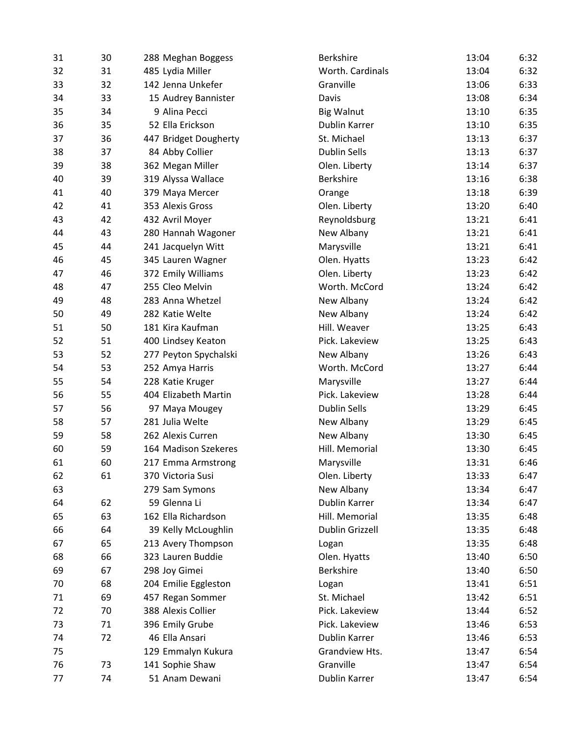| | | | | | |
|---|---|---|---|---|---|
| 31 | 30 | 288 Meghan Boggess | Berkshire | 13:04 | 6:32 |
| 32 | 31 | 485 Lydia Miller | Worth. Cardinals | 13:04 | 6:32 |
| 33 | 32 | 142 Jenna Unkefer | Granville | 13:06 | 6:33 |
| 34 | 33 | 15 Audrey Bannister | Davis | 13:08 | 6:34 |
| 35 | 34 | 9 Alina Pecci | Big Walnut | 13:10 | 6:35 |
| 36 | 35 | 52 Ella Erickson | Dublin Karrer | 13:10 | 6:35 |
| 37 | 36 | 447 Bridget Dougherty | St. Michael | 13:13 | 6:37 |
| 38 | 37 | 84 Abby Collier | Dublin Sells | 13:13 | 6:37 |
| 39 | 38 | 362 Megan Miller | Olen. Liberty | 13:14 | 6:37 |
| 40 | 39 | 319 Alyssa Wallace | Berkshire | 13:16 | 6:38 |
| 41 | 40 | 379 Maya Mercer | Orange | 13:18 | 6:39 |
| 42 | 41 | 353 Alexis Gross | Olen. Liberty | 13:20 | 6:40 |
| 43 | 42 | 432 Avril Moyer | Reynoldsburg | 13:21 | 6:41 |
| 44 | 43 | 280 Hannah Wagoner | New Albany | 13:21 | 6:41 |
| 45 | 44 | 241 Jacquelyn Witt | Marysville | 13:21 | 6:41 |
| 46 | 45 | 345 Lauren Wagner | Olen. Hyatts | 13:23 | 6:42 |
| 47 | 46 | 372 Emily Williams | Olen. Liberty | 13:23 | 6:42 |
| 48 | 47 | 255 Cleo Melvin | Worth. McCord | 13:24 | 6:42 |
| 49 | 48 | 283 Anna Whetzel | New Albany | 13:24 | 6:42 |
| 50 | 49 | 282 Katie Welte | New Albany | 13:24 | 6:42 |
| 51 | 50 | 181 Kira Kaufman | Hill. Weaver | 13:25 | 6:43 |
| 52 | 51 | 400 Lindsey Keaton | Pick. Lakeview | 13:25 | 6:43 |
| 53 | 52 | 277 Peyton Spychalski | New Albany | 13:26 | 6:43 |
| 54 | 53 | 252 Amya Harris | Worth. McCord | 13:27 | 6:44 |
| 55 | 54 | 228 Katie Kruger | Marysville | 13:27 | 6:44 |
| 56 | 55 | 404 Elizabeth Martin | Pick. Lakeview | 13:28 | 6:44 |
| 57 | 56 | 97 Maya Mougey | Dublin Sells | 13:29 | 6:45 |
| 58 | 57 | 281 Julia Welte | New Albany | 13:29 | 6:45 |
| 59 | 58 | 262 Alexis Curren | New Albany | 13:30 | 6:45 |
| 60 | 59 | 164 Madison Szekeres | Hill. Memorial | 13:30 | 6:45 |
| 61 | 60 | 217 Emma Armstrong | Marysville | 13:31 | 6:46 |
| 62 | 61 | 370 Victoria Susi | Olen. Liberty | 13:33 | 6:47 |
| 63 | | 279 Sam Symons | New Albany | 13:34 | 6:47 |
| 64 | 62 | 59 Glenna Li | Dublin Karrer | 13:34 | 6:47 |
| 65 | 63 | 162 Ella Richardson | Hill. Memorial | 13:35 | 6:48 |
| 66 | 64 | 39 Kelly McLoughlin | Dublin Grizzell | 13:35 | 6:48 |
| 67 | 65 | 213 Avery Thompson | Logan | 13:35 | 6:48 |
| 68 | 66 | 323 Lauren Buddie | Olen. Hyatts | 13:40 | 6:50 |
| 69 | 67 | 298 Joy Gimei | Berkshire | 13:40 | 6:50 |
| 70 | 68 | 204 Emilie Eggleston | Logan | 13:41 | 6:51 |
| 71 | 69 | 457 Regan Sommer | St. Michael | 13:42 | 6:51 |
| 72 | 70 | 388 Alexis Collier | Pick. Lakeview | 13:44 | 6:52 |
| 73 | 71 | 396 Emily Grube | Pick. Lakeview | 13:46 | 6:53 |
| 74 | 72 | 46 Ella Ansari | Dublin Karrer | 13:46 | 6:53 |
| 75 | | 129 Emmalyn Kukura | Grandview Hts. | 13:47 | 6:54 |
| 76 | 73 | 141 Sophie Shaw | Granville | 13:47 | 6:54 |
| 77 | 74 | 51 Anam Dewani | Dublin Karrer | 13:47 | 6:54 |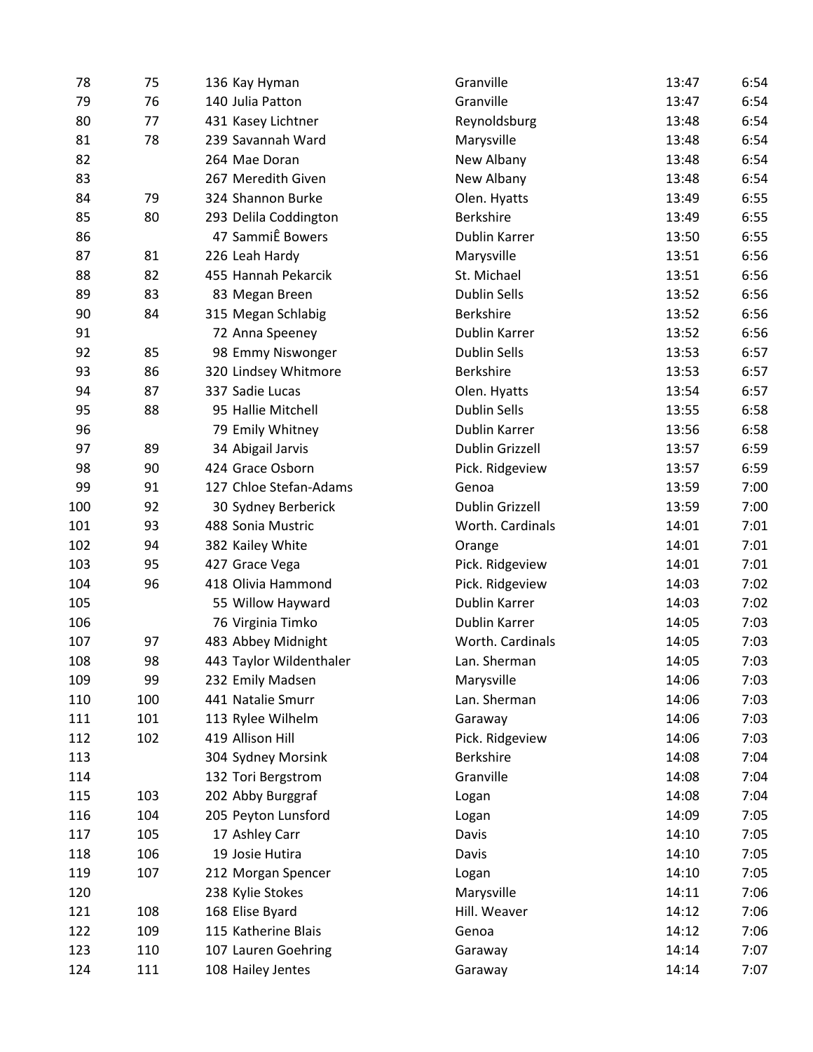| | | | | | |
|---|---|---|---|---|---|
| 78 | 75 | 136 Kay Hyman | Granville | 13:47 | 6:54 |
| 79 | 76 | 140 Julia Patton | Granville | 13:47 | 6:54 |
| 80 | 77 | 431 Kasey Lichtner | Reynoldsburg | 13:48 | 6:54 |
| 81 | 78 | 239 Savannah Ward | Marysville | 13:48 | 6:54 |
| 82 | | 264 Mae Doran | New Albany | 13:48 | 6:54 |
| 83 | | 267 Meredith Given | New Albany | 13:48 | 6:54 |
| 84 | 79 | 324 Shannon Burke | Olen. Hyatts | 13:49 | 6:55 |
| 85 | 80 | 293 Delila Coddington | Berkshire | 13:49 | 6:55 |
| 86 | | 47 SammiÊ Bowers | Dublin Karrer | 13:50 | 6:55 |
| 87 | 81 | 226 Leah Hardy | Marysville | 13:51 | 6:56 |
| 88 | 82 | 455 Hannah Pekarcik | St. Michael | 13:51 | 6:56 |
| 89 | 83 | 83 Megan Breen | Dublin Sells | 13:52 | 6:56 |
| 90 | 84 | 315 Megan Schlabig | Berkshire | 13:52 | 6:56 |
| 91 | | 72 Anna Speeney | Dublin Karrer | 13:52 | 6:56 |
| 92 | 85 | 98 Emmy Niswonger | Dublin Sells | 13:53 | 6:57 |
| 93 | 86 | 320 Lindsey Whitmore | Berkshire | 13:53 | 6:57 |
| 94 | 87 | 337 Sadie Lucas | Olen. Hyatts | 13:54 | 6:57 |
| 95 | 88 | 95 Hallie Mitchell | Dublin Sells | 13:55 | 6:58 |
| 96 | | 79 Emily Whitney | Dublin Karrer | 13:56 | 6:58 |
| 97 | 89 | 34 Abigail Jarvis | Dublin Grizzell | 13:57 | 6:59 |
| 98 | 90 | 424 Grace Osborn | Pick. Ridgeview | 13:57 | 6:59 |
| 99 | 91 | 127 Chloe Stefan-Adams | Genoa | 13:59 | 7:00 |
| 100 | 92 | 30 Sydney Berberick | Dublin Grizzell | 13:59 | 7:00 |
| 101 | 93 | 488 Sonia Mustric | Worth. Cardinals | 14:01 | 7:01 |
| 102 | 94 | 382 Kailey White | Orange | 14:01 | 7:01 |
| 103 | 95 | 427 Grace Vega | Pick. Ridgeview | 14:01 | 7:01 |
| 104 | 96 | 418 Olivia Hammond | Pick. Ridgeview | 14:03 | 7:02 |
| 105 | | 55 Willow Hayward | Dublin Karrer | 14:03 | 7:02 |
| 106 | | 76 Virginia Timko | Dublin Karrer | 14:05 | 7:03 |
| 107 | 97 | 483 Abbey Midnight | Worth. Cardinals | 14:05 | 7:03 |
| 108 | 98 | 443 Taylor Wildenthaler | Lan. Sherman | 14:05 | 7:03 |
| 109 | 99 | 232 Emily Madsen | Marysville | 14:06 | 7:03 |
| 110 | 100 | 441 Natalie Smurr | Lan. Sherman | 14:06 | 7:03 |
| 111 | 101 | 113 Rylee Wilhelm | Garaway | 14:06 | 7:03 |
| 112 | 102 | 419 Allison Hill | Pick. Ridgeview | 14:06 | 7:03 |
| 113 | | 304 Sydney Morsink | Berkshire | 14:08 | 7:04 |
| 114 | | 132 Tori Bergstrom | Granville | 14:08 | 7:04 |
| 115 | 103 | 202 Abby Burggraf | Logan | 14:08 | 7:04 |
| 116 | 104 | 205 Peyton Lunsford | Logan | 14:09 | 7:05 |
| 117 | 105 | 17 Ashley Carr | Davis | 14:10 | 7:05 |
| 118 | 106 | 19 Josie Hutira | Davis | 14:10 | 7:05 |
| 119 | 107 | 212 Morgan Spencer | Logan | 14:10 | 7:05 |
| 120 | | 238 Kylie Stokes | Marysville | 14:11 | 7:06 |
| 121 | 108 | 168 Elise Byard | Hill. Weaver | 14:12 | 7:06 |
| 122 | 109 | 115 Katherine Blais | Genoa | 14:12 | 7:06 |
| 123 | 110 | 107 Lauren Goehring | Garaway | 14:14 | 7:07 |
| 124 | 111 | 108 Hailey Jentes | Garaway | 14:14 | 7:07 |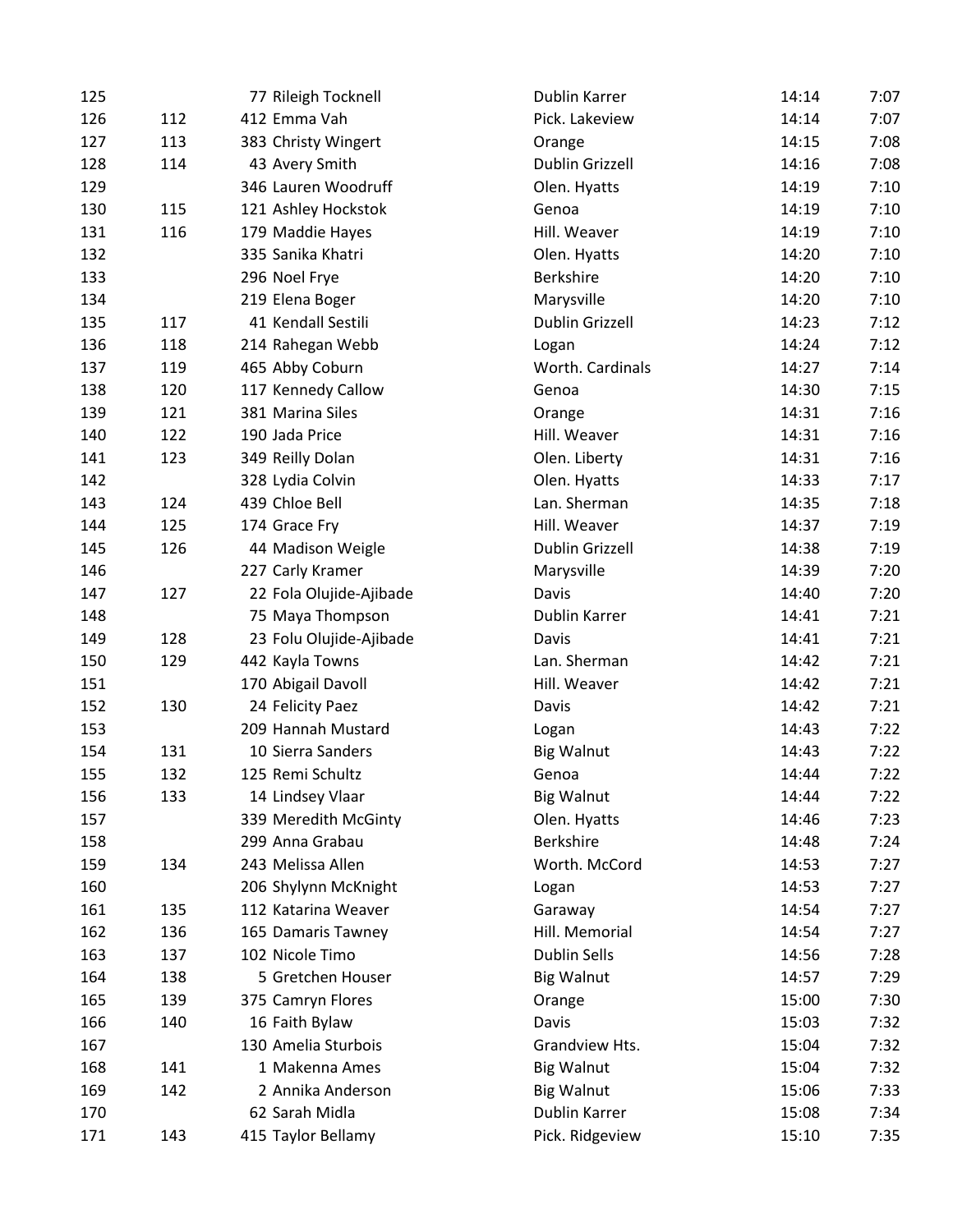| | | | | | |
|---|---|---|---|---|---|
| 125 | | 77 Rileigh Tocknell | Dublin Karrer | 14:14 | 7:07 |
| 126 | 112 | 412 Emma Vah | Pick. Lakeview | 14:14 | 7:07 |
| 127 | 113 | 383 Christy Wingert | Orange | 14:15 | 7:08 |
| 128 | 114 | 43 Avery Smith | Dublin Grizzell | 14:16 | 7:08 |
| 129 | | 346 Lauren Woodruff | Olen. Hyatts | 14:19 | 7:10 |
| 130 | 115 | 121 Ashley Hockstok | Genoa | 14:19 | 7:10 |
| 131 | 116 | 179 Maddie Hayes | Hill. Weaver | 14:19 | 7:10 |
| 132 | | 335 Sanika Khatri | Olen. Hyatts | 14:20 | 7:10 |
| 133 | | 296 Noel Frye | Berkshire | 14:20 | 7:10 |
| 134 | | 219 Elena Boger | Marysville | 14:20 | 7:10 |
| 135 | 117 | 41 Kendall Sestili | Dublin Grizzell | 14:23 | 7:12 |
| 136 | 118 | 214 Rahegan Webb | Logan | 14:24 | 7:12 |
| 137 | 119 | 465 Abby Coburn | Worth. Cardinals | 14:27 | 7:14 |
| 138 | 120 | 117 Kennedy Callow | Genoa | 14:30 | 7:15 |
| 139 | 121 | 381 Marina Siles | Orange | 14:31 | 7:16 |
| 140 | 122 | 190 Jada Price | Hill. Weaver | 14:31 | 7:16 |
| 141 | 123 | 349 Reilly Dolan | Olen. Liberty | 14:31 | 7:16 |
| 142 | | 328 Lydia Colvin | Olen. Hyatts | 14:33 | 7:17 |
| 143 | 124 | 439 Chloe Bell | Lan. Sherman | 14:35 | 7:18 |
| 144 | 125 | 174 Grace Fry | Hill. Weaver | 14:37 | 7:19 |
| 145 | 126 | 44 Madison Weigle | Dublin Grizzell | 14:38 | 7:19 |
| 146 | | 227 Carly Kramer | Marysville | 14:39 | 7:20 |
| 147 | 127 | 22 Fola Olujide-Ajibade | Davis | 14:40 | 7:20 |
| 148 | | 75 Maya Thompson | Dublin Karrer | 14:41 | 7:21 |
| 149 | 128 | 23 Folu Olujide-Ajibade | Davis | 14:41 | 7:21 |
| 150 | 129 | 442 Kayla Towns | Lan. Sherman | 14:42 | 7:21 |
| 151 | | 170 Abigail Davoll | Hill. Weaver | 14:42 | 7:21 |
| 152 | 130 | 24 Felicity Paez | Davis | 14:42 | 7:21 |
| 153 | | 209 Hannah Mustard | Logan | 14:43 | 7:22 |
| 154 | 131 | 10 Sierra Sanders | Big Walnut | 14:43 | 7:22 |
| 155 | 132 | 125 Remi Schultz | Genoa | 14:44 | 7:22 |
| 156 | 133 | 14 Lindsey Vlaar | Big Walnut | 14:44 | 7:22 |
| 157 | | 339 Meredith McGinty | Olen. Hyatts | 14:46 | 7:23 |
| 158 | | 299 Anna Grabau | Berkshire | 14:48 | 7:24 |
| 159 | 134 | 243 Melissa Allen | Worth. McCord | 14:53 | 7:27 |
| 160 | | 206 Shylynn McKnight | Logan | 14:53 | 7:27 |
| 161 | 135 | 112 Katarina Weaver | Garaway | 14:54 | 7:27 |
| 162 | 136 | 165 Damaris Tawney | Hill. Memorial | 14:54 | 7:27 |
| 163 | 137 | 102 Nicole Timo | Dublin Sells | 14:56 | 7:28 |
| 164 | 138 | 5 Gretchen Houser | Big Walnut | 14:57 | 7:29 |
| 165 | 139 | 375 Camryn Flores | Orange | 15:00 | 7:30 |
| 166 | 140 | 16 Faith Bylaw | Davis | 15:03 | 7:32 |
| 167 | | 130 Amelia Sturbois | Grandview Hts. | 15:04 | 7:32 |
| 168 | 141 | 1 Makenna Ames | Big Walnut | 15:04 | 7:32 |
| 169 | 142 | 2 Annika Anderson | Big Walnut | 15:06 | 7:33 |
| 170 | | 62 Sarah Midla | Dublin Karrer | 15:08 | 7:34 |
| 171 | 143 | 415 Taylor Bellamy | Pick. Ridgeview | 15:10 | 7:35 |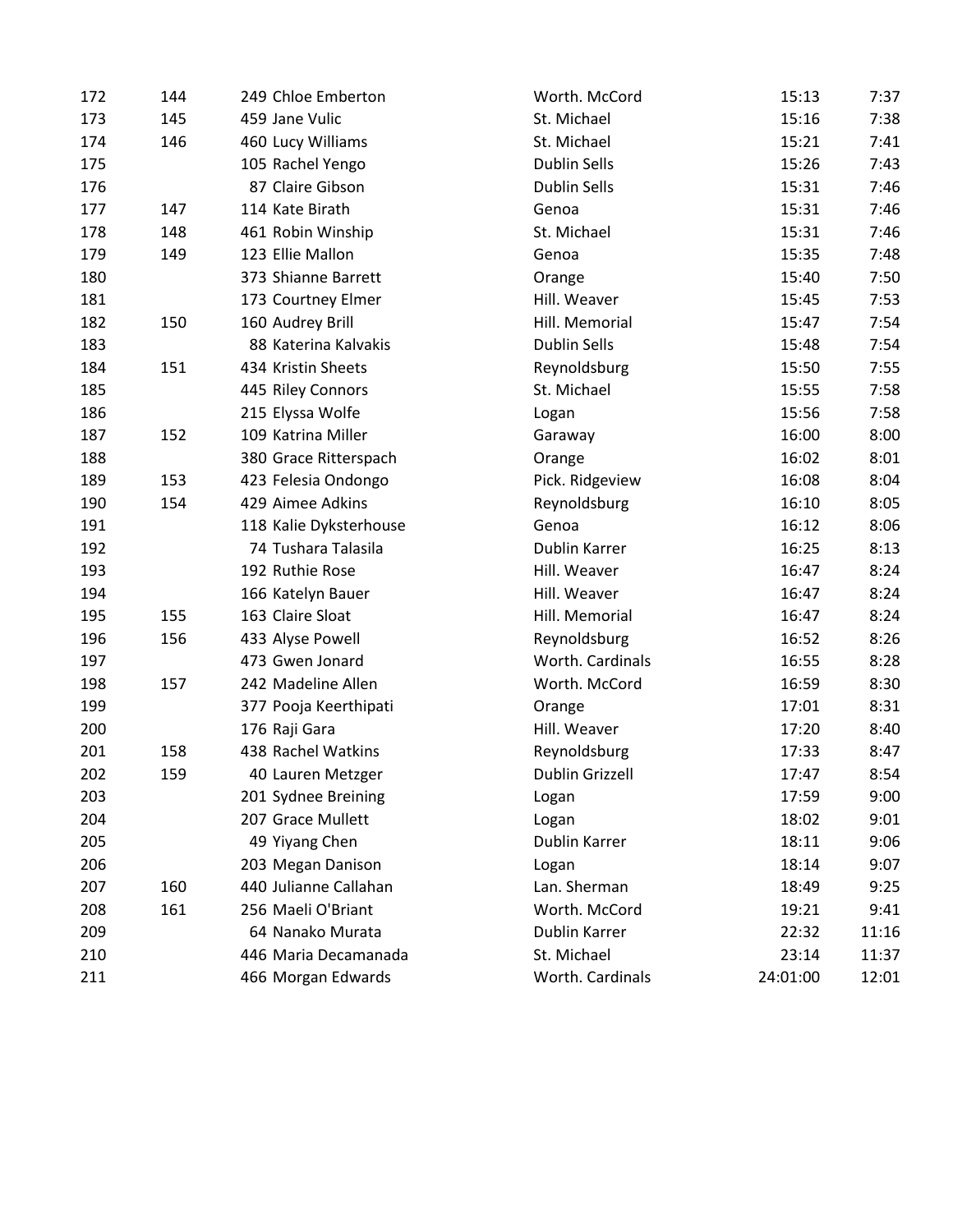| | | | | | | |
|---|---|---|---|---|---|---|
| 172 | 144 | 249 | Chloe Emberton | Worth. McCord | 15:13 | 7:37 |
| 173 | 145 | 459 | Jane Vulic | St. Michael | 15:16 | 7:38 |
| 174 | 146 | 460 | Lucy Williams | St. Michael | 15:21 | 7:41 |
| 175 | | 105 | Rachel Yengo | Dublin Sells | 15:26 | 7:43 |
| 176 | | 87 | Claire Gibson | Dublin Sells | 15:31 | 7:46 |
| 177 | 147 | 114 | Kate Birath | Genoa | 15:31 | 7:46 |
| 178 | 148 | 461 | Robin Winship | St. Michael | 15:31 | 7:46 |
| 179 | 149 | 123 | Ellie Mallon | Genoa | 15:35 | 7:48 |
| 180 | | 373 | Shianne Barrett | Orange | 15:40 | 7:50 |
| 181 | | 173 | Courtney Elmer | Hill. Weaver | 15:45 | 7:53 |
| 182 | 150 | 160 | Audrey Brill | Hill. Memorial | 15:47 | 7:54 |
| 183 | | 88 | Katerina Kalvakis | Dublin Sells | 15:48 | 7:54 |
| 184 | 151 | 434 | Kristin Sheets | Reynoldsburg | 15:50 | 7:55 |
| 185 | | 445 | Riley Connors | St. Michael | 15:55 | 7:58 |
| 186 | | 215 | Elyssa Wolfe | Logan | 15:56 | 7:58 |
| 187 | 152 | 109 | Katrina Miller | Garaway | 16:00 | 8:00 |
| 188 | | 380 | Grace Ritterspach | Orange | 16:02 | 8:01 |
| 189 | 153 | 423 | Felesia Ondongo | Pick. Ridgeview | 16:08 | 8:04 |
| 190 | 154 | 429 | Aimee Adkins | Reynoldsburg | 16:10 | 8:05 |
| 191 | | 118 | Kalie Dyksterhouse | Genoa | 16:12 | 8:06 |
| 192 | | 74 | Tushara Talasila | Dublin Karrer | 16:25 | 8:13 |
| 193 | | 192 | Ruthie Rose | Hill. Weaver | 16:47 | 8:24 |
| 194 | | 166 | Katelyn Bauer | Hill. Weaver | 16:47 | 8:24 |
| 195 | 155 | 163 | Claire Sloat | Hill. Memorial | 16:47 | 8:24 |
| 196 | 156 | 433 | Alyse Powell | Reynoldsburg | 16:52 | 8:26 |
| 197 | | 473 | Gwen Jonard | Worth. Cardinals | 16:55 | 8:28 |
| 198 | 157 | 242 | Madeline Allen | Worth. McCord | 16:59 | 8:30 |
| 199 | | 377 | Pooja Keerthipati | Orange | 17:01 | 8:31 |
| 200 | | 176 | Raji Gara | Hill. Weaver | 17:20 | 8:40 |
| 201 | 158 | 438 | Rachel Watkins | Reynoldsburg | 17:33 | 8:47 |
| 202 | 159 | 40 | Lauren Metzger | Dublin Grizzell | 17:47 | 8:54 |
| 203 | | 201 | Sydnee Breining | Logan | 17:59 | 9:00 |
| 204 | | 207 | Grace Mullett | Logan | 18:02 | 9:01 |
| 205 | | 49 | Yiyang Chen | Dublin Karrer | 18:11 | 9:06 |
| 206 | | 203 | Megan Danison | Logan | 18:14 | 9:07 |
| 207 | 160 | 440 | Julianne Callahan | Lan. Sherman | 18:49 | 9:25 |
| 208 | 161 | 256 | Maeli O'Briant | Worth. McCord | 19:21 | 9:41 |
| 209 | | 64 | Nanako Murata | Dublin Karrer | 22:32 | 11:16 |
| 210 | | 446 | Maria Decamanada | St. Michael | 23:14 | 11:37 |
| 211 | | 466 | Morgan Edwards | Worth. Cardinals | 24:01:00 | 12:01 |